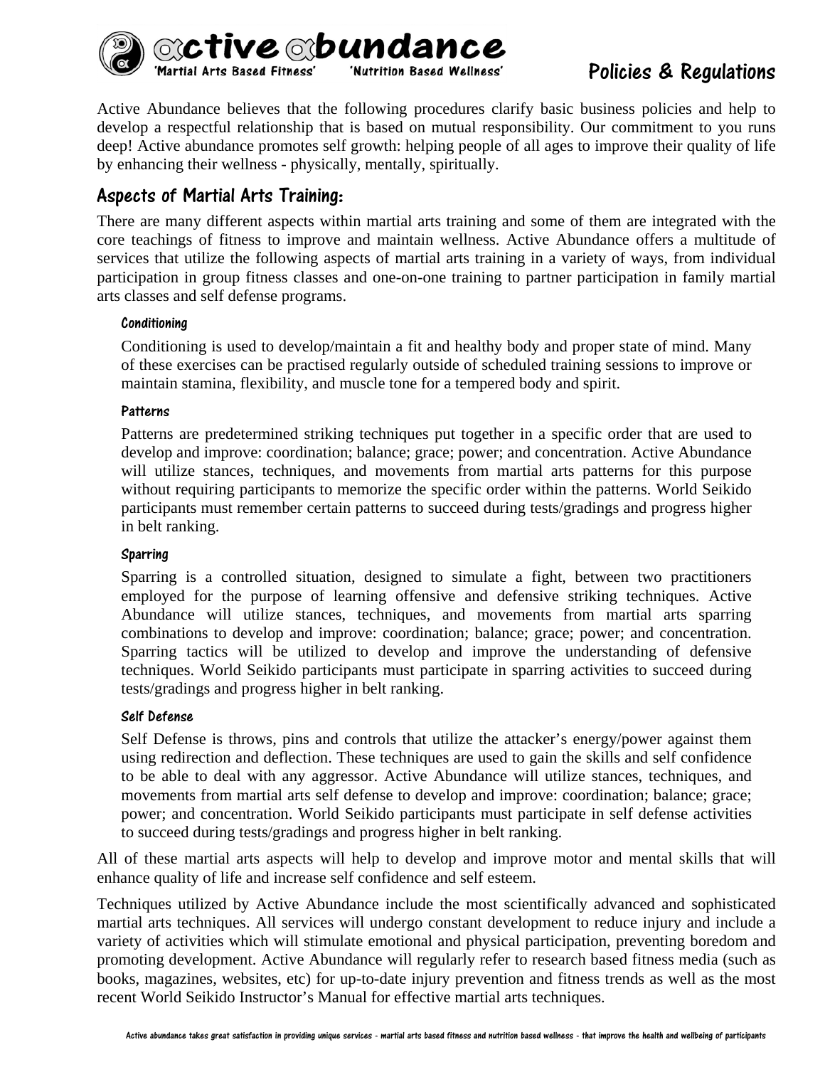# Active Abundance

'Martial Arts Based Fitness' 'Nutrition Based Wellness'

## Policies & Regulations

Active Abundance believes that the following procedures clarify basic business policies and help to develop a respectful relationship that is based on mutual responsibility. Our commitment to you runs deep! Active abundance promotes self growth: helping people of all ages to improve their quality of life by enhancing their wellness - physically, mentally, spiritually.

## Aspects of Martial Arts Training:

There are many different aspects within martial arts training and some of them are integrated with the core teachings of fitness to improve and maintain wellness. Active Abundance offers a multitude of services that utilize the following aspects of martial arts training in a variety of ways, from individual participation in group fitness classes and one-on-one training to partner participation in family martial arts classes and self defense programs.

### Conditioning

Conditioning is used to develop/maintain a fit and healthy body and proper state of mind. Many of these exercises can be practised regularly outside of scheduled training sessions to improve or maintain stamina, flexibility, and muscle tone for a tempered body and spirit.

### Patterns

Patterns are predetermined striking techniques put together in a specific order that are used to develop and improve: coordination; balance; grace; power; and concentration. Active Abundance will utilize stances, techniques, and movements from martial arts patterns for this purpose without requiring participants to memorize the specific order within the patterns. World Seikido participants must remember certain patterns to succeed during tests/gradings and progress higher in belt ranking.

### Sparring

Sparring is a controlled situation, designed to simulate a fight, between two practitioners employed for the purpose of learning offensive and defensive striking techniques. Active Abundance will utilize stances, techniques, and movements from martial arts sparring combinations to develop and improve: coordination; balance; grace; power; and concentration. Sparring tactics will be utilized to develop and improve the understanding of defensive techniques. World Seikido participants must participate in sparring activities to succeed during tests/gradings and progress higher in belt ranking.

### Self Defense

Self Defense is throws, pins and controls that utilize the attacker's energy/power against them using redirection and deflection. These techniques are used to gain the skills and self confidence to be able to deal with any aggressor. Active Abundance will utilize stances, techniques, and movements from martial arts self defense to develop and improve: coordination; balance; grace; power; and concentration. World Seikido participants must participate in self defense activities to succeed during tests/gradings and progress higher in belt ranking.

All of these martial arts aspects will help to develop and improve motor and mental skills that will enhance quality of life and increase self confidence and self esteem.

Techniques utilized by Active Abundance include the most scientifically advanced and sophisticated martial arts techniques. All services will undergo constant development to reduce injury and include a variety of activities which will stimulate emotional and physical participation, preventing boredom and promoting development. Active Abundance will regularly refer to research based fitness media (such as books, magazines, websites, etc) for up-to-date injury prevention and fitness trends as well as the most recent World Seikido Instructor's Manual for effective martial arts techniques.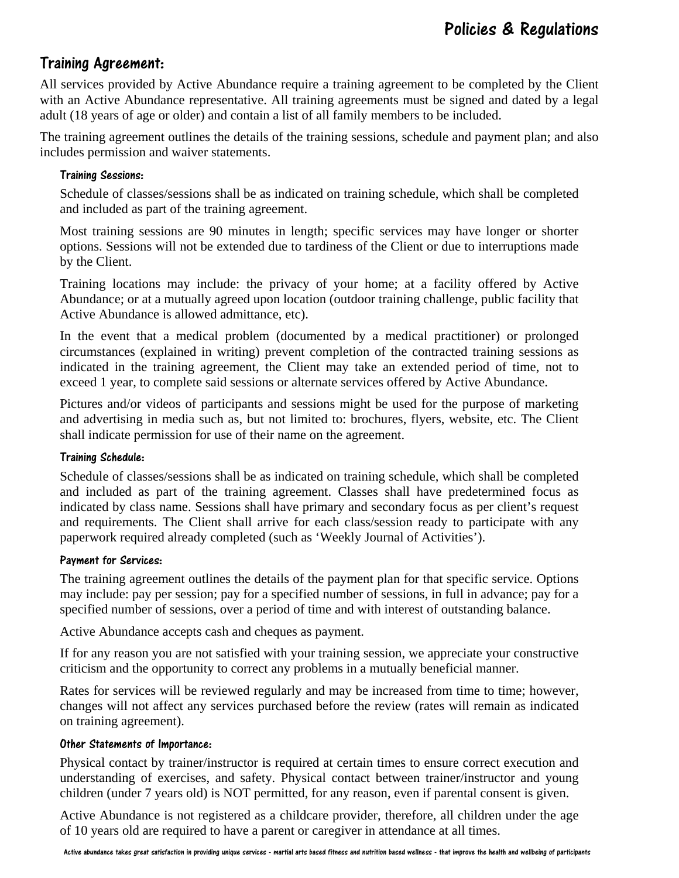# Policies & Regulations

## Training Agreement:

All services provided by Active Abundance require a training agreement to be completed by the Client with an Active Abundance representative. All training agreements must be signed and dated by a legal adult (18 years of age or older) and contain a list of all family members to be included.

The training agreement outlines the details of the training sessions, schedule and payment plan; and also includes permission and waiver statements.

### Training Sessions:

Schedule of classes/sessions shall be as indicated on training schedule, which shall be completed and included as part of the training agreement.

Most training sessions are 90 minutes in length; specific services may have longer or shorter options. Sessions will not be extended due to tardiness of the Client or due to interruptions made by the Client.

Training locations may include: the privacy of your home; at a facility offered by Active Abundance; or at a mutually agreed upon location (outdoor training challenge, public facility that Active Abundance is allowed admittance, etc).

In the event that a medical problem (documented by a medical practitioner) or prolonged circumstances (explained in writing) prevent completion of the contracted training sessions as indicated in the training agreement, the Client may take an extended period of time, not to exceed 1 year, to complete said sessions or alternate services offered by Active Abundance.

Pictures and/or videos of participants and sessions might be used for the purpose of marketing and advertising in media such as, but not limited to: brochures, flyers, website, etc. The Client shall indicate permission for use of their name on the agreement.

### Training Schedule:

Schedule of classes/sessions shall be as indicated on training schedule, which shall be completed and included as part of the training agreement. Classes shall have predetermined focus as indicated by class name. Sessions shall have primary and secondary focus as per client's request and requirements. The Client shall arrive for each class/session ready to participate with any paperwork required already completed (such as 'Weekly Journal of Activities').

### Payment for Services:

The training agreement outlines the details of the payment plan for that specific service. Options may include: pay per session; pay for a specified number of sessions, in full in advance; pay for a specified number of sessions, over a period of time and with interest of outstanding balance.

Active Abundance accepts cash and cheques as payment.

If for any reason you are not satisfied with your training session, we appreciate your constructive criticism and the opportunity to correct any problems in a mutually beneficial manner.

Rates for services will be reviewed regularly and may be increased from time to time; however, changes will not affect any services purchased before the review (rates will remain as indicated on training agreement).

### Other Statements of Importance:

Physical contact by trainer/instructor is required at certain times to ensure correct execution and understanding of exercises, and safety. Physical contact between trainer/instructor and young children (under 7 years old) is NOT permitted, for any reason, even if parental consent is given.

Active Abundance is not registered as a childcare provider, therefore, all children under the age of 10 years old are required to have a parent or caregiver in attendance at all times.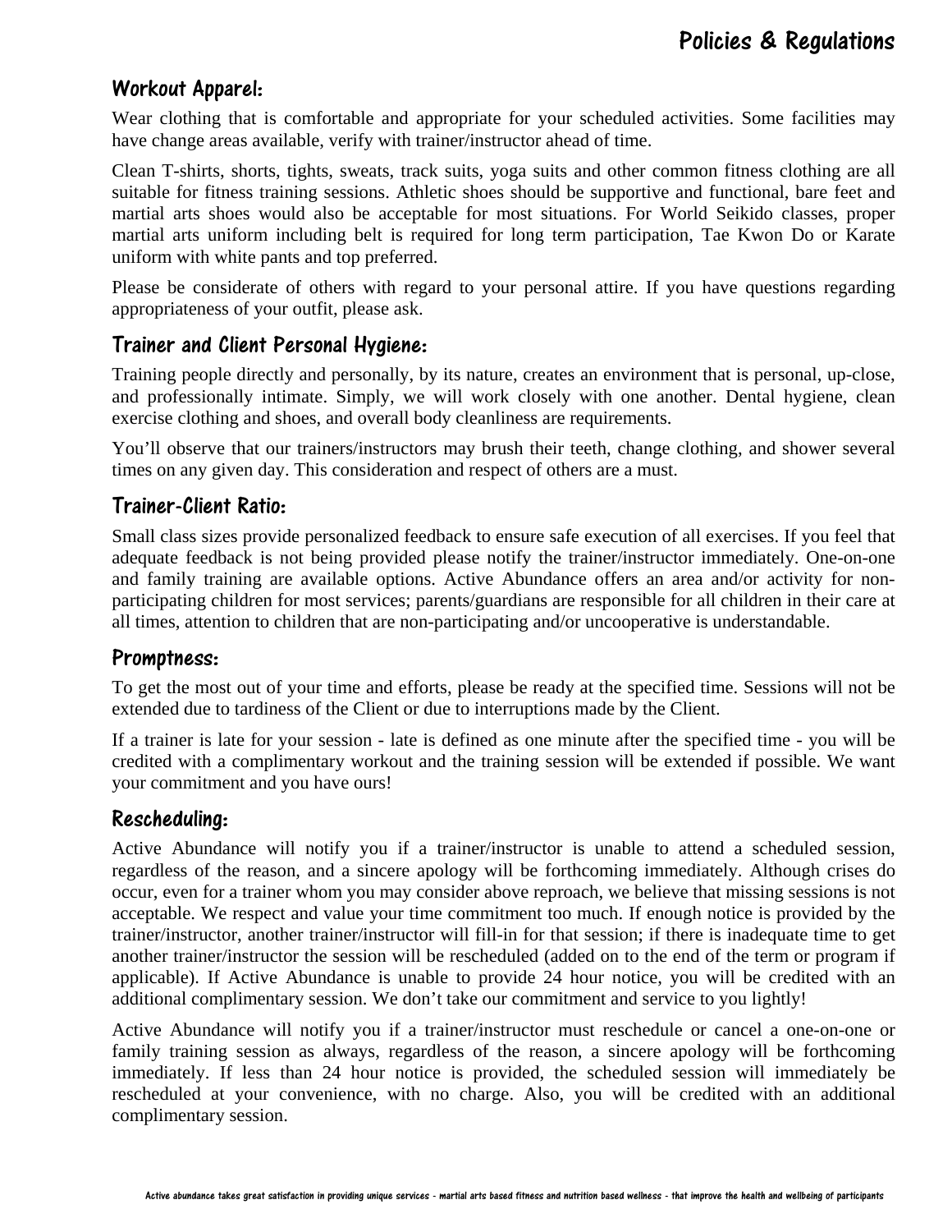# Policies & Regulations

## Workout Apparel:

Wear clothing that is comfortable and appropriate for your scheduled activities. Some facilities may have change areas available, verify with trainer/instructor ahead of time.

Clean T-shirts, shorts, tights, sweats, track suits, yoga suits and other common fitness clothing are all suitable for fitness training sessions. Athletic shoes should be supportive and functional, bare feet and martial arts shoes would also be acceptable for most situations. For World Seikido classes, proper martial arts uniform including belt is required for long term participation, Tae Kwon Do or Karate uniform with white pants and top preferred.

Please be considerate of others with regard to your personal attire. If you have questions regarding appropriateness of your outfit, please ask.

## Trainer and Client Personal Hygiene:

Training people directly and personally, by its nature, creates an environment that is personal, up-close, and professionally intimate. Simply, we will work closely with one another. Dental hygiene, clean exercise clothing and shoes, and overall body cleanliness are requirements.

You'll observe that our trainers/instructors may brush their teeth, change clothing, and shower several times on any given day. This consideration and respect of others are a must.

## Trainer-Client Ratio:

Small class sizes provide personalized feedback to ensure safe execution of all exercises. If you feel that adequate feedback is not being provided please notify the trainer/instructor immediately. One-on-one and family training are available options. Active Abundance offers an area and/or activity for non-participating children for most services; parents/guardians are responsible for all children in their care at all times, attention to children that are non-participating and/or uncooperative is understandable.

## Promptness:

To get the most out of your time and efforts, please be ready at the specified time. Sessions will not be extended due to tardiness of the Client or due to interruptions made by the Client.

If a trainer is late for your session - late is defined as one minute after the specified time - you will be credited with a complimentary workout and the training session will be extended if possible. We want your commitment and you have ours!

## Rescheduling:

Active Abundance will notify you if a trainer/instructor is unable to attend a scheduled session, regardless of the reason, and a sincere apology will be forthcoming immediately. Although crises do occur, even for a trainer whom you may consider above reproach, we believe that missing sessions is not acceptable. We respect and value your time commitment too much. If enough notice is provided by the trainer/instructor, another trainer/instructor will fill-in for that session; if there is inadequate time to get another trainer/instructor the session will be rescheduled (added on to the end of the term or program if applicable). If Active Abundance is unable to provide 24 hour notice, you will be credited with an additional complimentary session. We don't take our commitment and service to you lightly!

Active Abundance will notify you if a trainer/instructor must reschedule or cancel a one-on-one or family training session as always, regardless of the reason, a sincere apology will be forthcoming immediately. If less than 24 hour notice is provided, the scheduled session will immediately be rescheduled at your convenience, with no charge. Also, you will be credited with an additional complimentary session.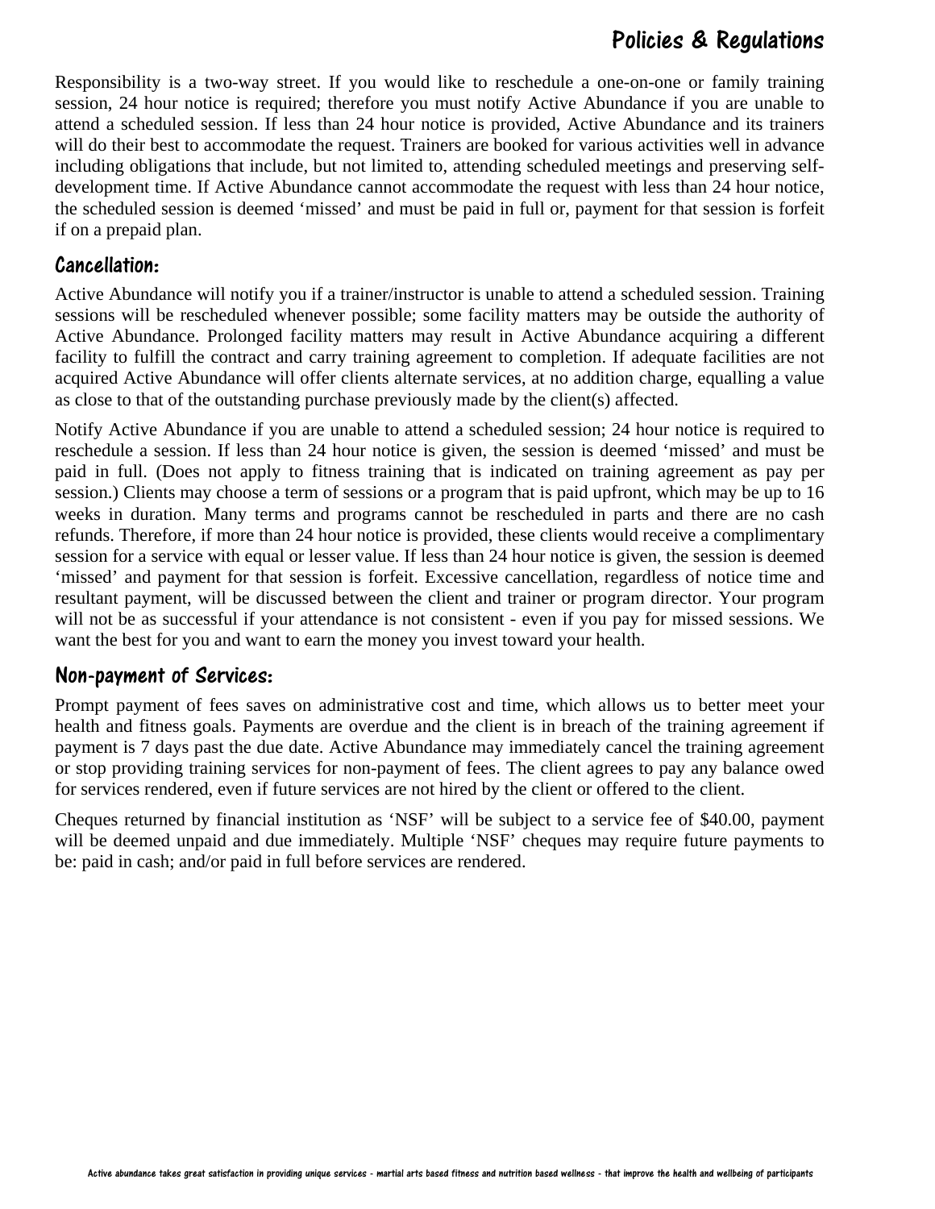# Policies & Regulations

Responsibility is a two-way street. If you would like to reschedule a one-on-one or family training session, 24 hour notice is required; therefore you must notify Active Abundance if you are unable to attend a scheduled session. If less than 24 hour notice is provided, Active Abundance and its trainers will do their best to accommodate the request. Trainers are booked for various activities well in advance including obligations that include, but not limited to, attending scheduled meetings and preserving self-development time. If Active Abundance cannot accommodate the request with less than 24 hour notice, the scheduled session is deemed 'missed' and must be paid in full or, payment for that session is forfeit if on a prepaid plan.

## Cancellation:

Active Abundance will notify you if a trainer/instructor is unable to attend a scheduled session. Training sessions will be rescheduled whenever possible; some facility matters may be outside the authority of Active Abundance. Prolonged facility matters may result in Active Abundance acquiring a different facility to fulfill the contract and carry training agreement to completion. If adequate facilities are not acquired Active Abundance will offer clients alternate services, at no addition charge, equalling a value as close to that of the outstanding purchase previously made by the client(s) affected.

Notify Active Abundance if you are unable to attend a scheduled session; 24 hour notice is required to reschedule a session. If less than 24 hour notice is given, the session is deemed 'missed' and must be paid in full. (Does not apply to fitness training that is indicated on training agreement as pay per session.) Clients may choose a term of sessions or a program that is paid upfront, which may be up to 16 weeks in duration. Many terms and programs cannot be rescheduled in parts and there are no cash refunds. Therefore, if more than 24 hour notice is provided, these clients would receive a complimentary session for a service with equal or lesser value. If less than 24 hour notice is given, the session is deemed 'missed' and payment for that session is forfeit. Excessive cancellation, regardless of notice time and resultant payment, will be discussed between the client and trainer or program director. Your program will not be as successful if your attendance is not consistent - even if you pay for missed sessions. We want the best for you and want to earn the money you invest toward your health.

## Non-payment of Services:

Prompt payment of fees saves on administrative cost and time, which allows us to better meet your health and fitness goals. Payments are overdue and the client is in breach of the training agreement if payment is 7 days past the due date. Active Abundance may immediately cancel the training agreement or stop providing training services for non-payment of fees. The client agrees to pay any balance owed for services rendered, even if future services are not hired by the client or offered to the client.

Cheques returned by financial institution as 'NSF' will be subject to a service fee of $40.00, payment will be deemed unpaid and due immediately. Multiple 'NSF' cheques may require future payments to be: paid in cash; and/or paid in full before services are rendered.